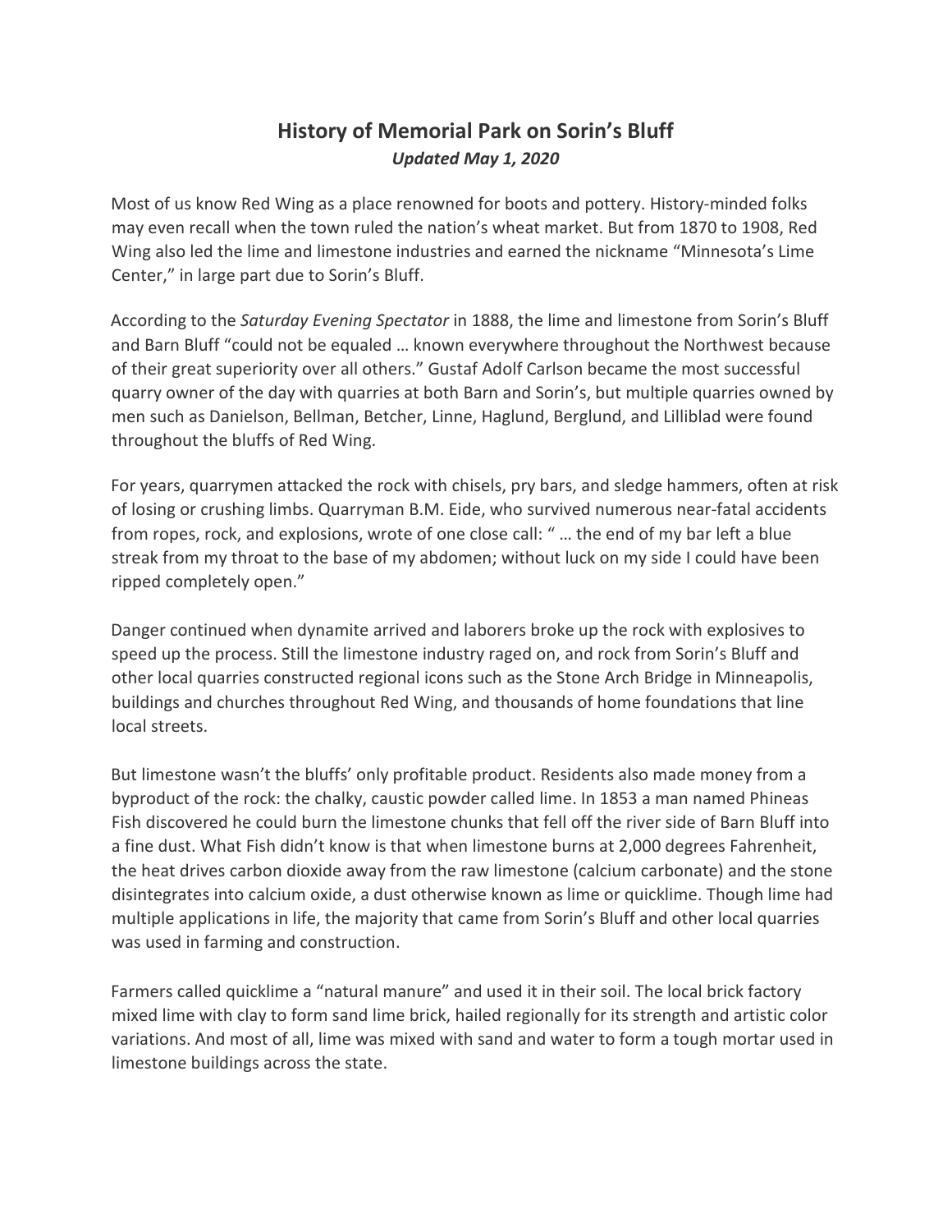# History of Memorial Park on Sorin's Bluff

***Updated May 1, 2020***

Most of us know Red Wing as a place renowned for boots and pottery. History-minded folks may even recall when the town ruled the nation's wheat market. But from 1870 to 1908, Red Wing also led the lime and limestone industries and earned the nickname "Minnesota's Lime Center," in large part due to Sorin's Bluff.

According to the *Saturday Evening Spectator* in 1888, the lime and limestone from Sorin's Bluff and Barn Bluff "could not be equaled … known everywhere throughout the Northwest because of their great superiority over all others." Gustaf Adolf Carlson became the most successful quarry owner of the day with quarries at both Barn and Sorin's, but multiple quarries owned by men such as Danielson, Bellman, Betcher, Linne, Haglund, Berglund, and Lilliblad were found throughout the bluffs of Red Wing.

For years, quarrymen attacked the rock with chisels, pry bars, and sledge hammers, often at risk of losing or crushing limbs. Quarryman B.M. Eide, who survived numerous near-fatal accidents from ropes, rock, and explosions, wrote of one close call: " … the end of my bar left a blue streak from my throat to the base of my abdomen; without luck on my side I could have been ripped completely open."

Danger continued when dynamite arrived and laborers broke up the rock with explosives to speed up the process. Still the limestone industry raged on, and rock from Sorin's Bluff and other local quarries constructed regional icons such as the Stone Arch Bridge in Minneapolis, buildings and churches throughout Red Wing, and thousands of home foundations that line local streets.

But limestone wasn't the bluffs' only profitable product. Residents also made money from a byproduct of the rock: the chalky, caustic powder called lime. In 1853 a man named Phineas Fish discovered he could burn the limestone chunks that fell off the river side of Barn Bluff into a fine dust. What Fish didn't know is that when limestone burns at 2,000 degrees Fahrenheit, the heat drives carbon dioxide away from the raw limestone (calcium carbonate) and the stone disintegrates into calcium oxide, a dust otherwise known as lime or quicklime. Though lime had multiple applications in life, the majority that came from Sorin's Bluff and other local quarries was used in farming and construction.

Farmers called quicklime a "natural manure" and used it in their soil. The local brick factory mixed lime with clay to form sand lime brick, hailed regionally for its strength and artistic color variations. And most of all, lime was mixed with sand and water to form a tough mortar used in limestone buildings across the state.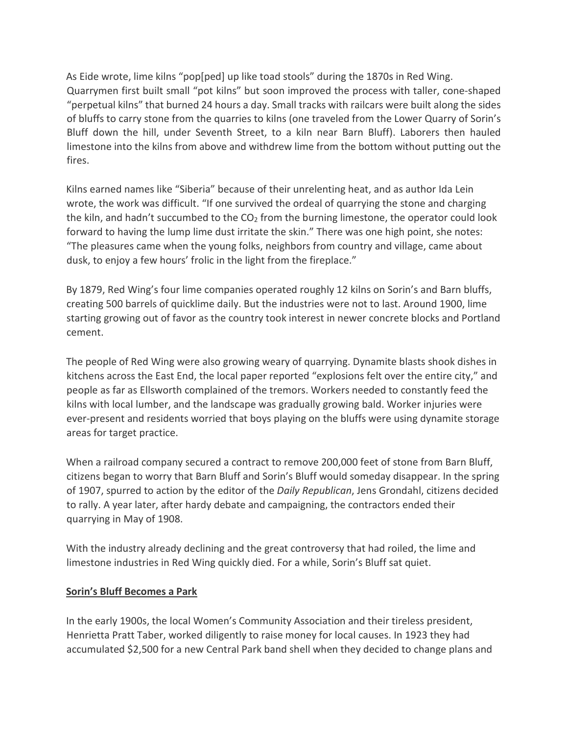As Eide wrote, lime kilns "pop[ped] up like toad stools" during the 1870s in Red Wing. Quarrymen first built small "pot kilns" but soon improved the process with taller, cone-shaped "perpetual kilns" that burned 24 hours a day. Small tracks with railcars were built along the sides of bluffs to carry stone from the quarries to kilns (one traveled from the Lower Quarry of Sorin's Bluff down the hill, under Seventh Street, to a kiln near Barn Bluff). Laborers then hauled limestone into the kilns from above and withdrew lime from the bottom without putting out the fires.

Kilns earned names like "Siberia" because of their unrelenting heat, and as author Ida Lein wrote, the work was difficult. "If one survived the ordeal of quarrying the stone and charging the kiln, and hadn't succumbed to the $CO_2$ from the burning limestone, the operator could look forward to having the lump lime dust irritate the skin." There was one high point, she notes: "The pleasures came when the young folks, neighbors from country and village, came about dusk, to enjoy a few hours' frolic in the light from the fireplace."

By 1879, Red Wing's four lime companies operated roughly 12 kilns on Sorin's and Barn bluffs, creating 500 barrels of quicklime daily. But the industries were not to last. Around 1900, lime starting growing out of favor as the country took interest in newer concrete blocks and Portland cement.

The people of Red Wing were also growing weary of quarrying. Dynamite blasts shook dishes in kitchens across the East End, the local paper reported "explosions felt over the entire city," and people as far as Ellsworth complained of the tremors. Workers needed to constantly feed the kilns with local lumber, and the landscape was gradually growing bald. Worker injuries were ever-present and residents worried that boys playing on the bluffs were using dynamite storage areas for target practice.

When a railroad company secured a contract to remove 200,000 feet of stone from Barn Bluff, citizens began to worry that Barn Bluff and Sorin's Bluff would someday disappear. In the spring of 1907, spurred to action by the editor of the *Daily Republican*, Jens Grondahl, citizens decided to rally. A year later, after hardy debate and campaigning, the contractors ended their quarrying in May of 1908.

With the industry already declining and the great controversy that had roiled, the lime and limestone industries in Red Wing quickly died. For a while, Sorin's Bluff sat quiet.

## Sorin's Bluff Becomes a Park

In the early 1900s, the local Women's Community Association and their tireless president, Henrietta Pratt Taber, worked diligently to raise money for local causes. In 1923 they had accumulated $2,500 for a new Central Park band shell when they decided to change plans and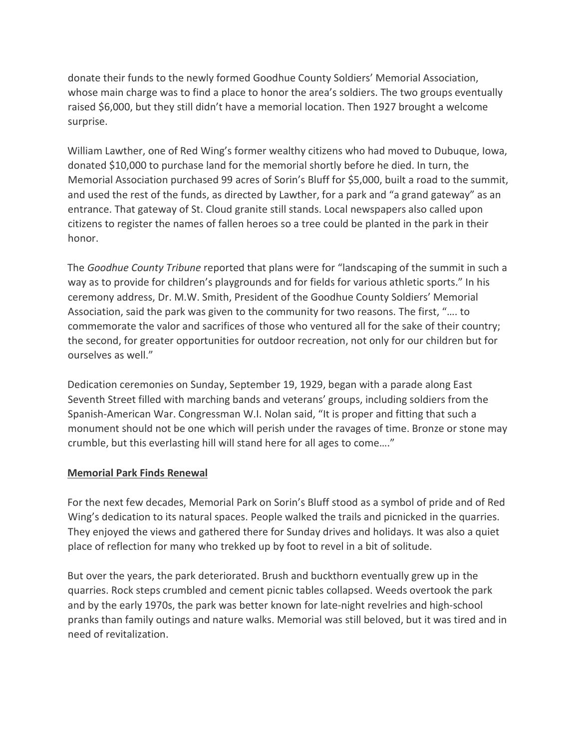donate their funds to the newly formed Goodhue County Soldiers' Memorial Association, whose main charge was to find a place to honor the area's soldiers. The two groups eventually raised $6,000, but they still didn't have a memorial location. Then 1927 brought a welcome surprise.

William Lawther, one of Red Wing's former wealthy citizens who had moved to Dubuque, Iowa, donated $10,000 to purchase land for the memorial shortly before he died. In turn, the Memorial Association purchased 99 acres of Sorin's Bluff for $5,000, built a road to the summit, and used the rest of the funds, as directed by Lawther, for a park and "a grand gateway" as an entrance. That gateway of St. Cloud granite still stands. Local newspapers also called upon citizens to register the names of fallen heroes so a tree could be planted in the park in their honor.

The *Goodhue County Tribune* reported that plans were for "landscaping of the summit in such a way as to provide for children's playgrounds and for fields for various athletic sports." In his ceremony address, Dr. M.W. Smith, President of the Goodhue County Soldiers' Memorial Association, said the park was given to the community for two reasons. The first, "…. to commemorate the valor and sacrifices of those who ventured all for the sake of their country; the second, for greater opportunities for outdoor recreation, not only for our children but for ourselves as well."

Dedication ceremonies on Sunday, September 19, 1929, began with a parade along East Seventh Street filled with marching bands and veterans' groups, including soldiers from the Spanish-American War. Congressman W.I. Nolan said, "It is proper and fitting that such a monument should not be one which will perish under the ravages of time. Bronze or stone may crumble, but this everlasting hill will stand here for all ages to come…."

**Memorial Park Finds Renewal**

For the next few decades, Memorial Park on Sorin's Bluff stood as a symbol of pride and of Red Wing's dedication to its natural spaces. People walked the trails and picnicked in the quarries. They enjoyed the views and gathered there for Sunday drives and holidays. It was also a quiet place of reflection for many who trekked up by foot to revel in a bit of solitude.

But over the years, the park deteriorated. Brush and buckthorn eventually grew up in the quarries. Rock steps crumbled and cement picnic tables collapsed. Weeds overtook the park and by the early 1970s, the park was better known for late-night revelries and high-school pranks than family outings and nature walks. Memorial was still beloved, but it was tired and in need of revitalization.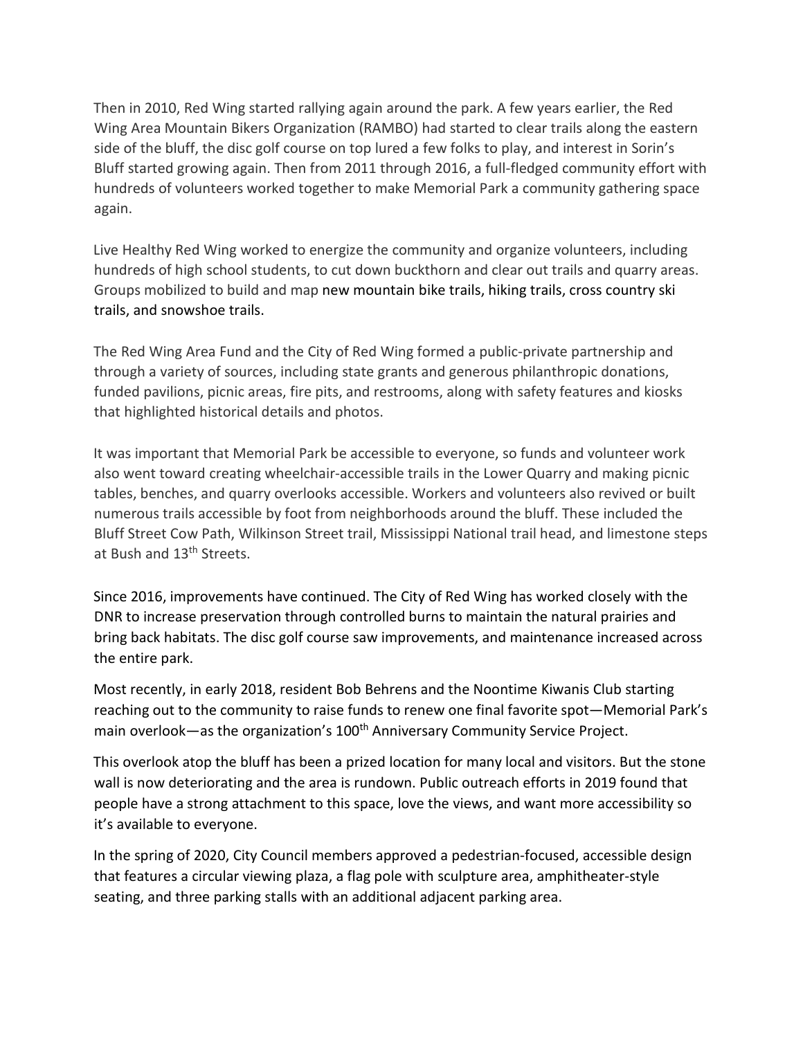Then in 2010, Red Wing started rallying again around the park. A few years earlier, the Red Wing Area Mountain Bikers Organization (RAMBO) had started to clear trails along the eastern side of the bluff, the disc golf course on top lured a few folks to play, and interest in Sorin's Bluff started growing again. Then from 2011 through 2016, a full-fledged community effort with hundreds of volunteers worked together to make Memorial Park a community gathering space again.

Live Healthy Red Wing worked to energize the community and organize volunteers, including hundreds of high school students, to cut down buckthorn and clear out trails and quarry areas. Groups mobilized to build and map new mountain bike trails, hiking trails, cross country ski trails, and snowshoe trails.

The Red Wing Area Fund and the City of Red Wing formed a public-private partnership and through a variety of sources, including state grants and generous philanthropic donations, funded pavilions, picnic areas, fire pits, and restrooms, along with safety features and kiosks that highlighted historical details and photos.

It was important that Memorial Park be accessible to everyone, so funds and volunteer work also went toward creating wheelchair-accessible trails in the Lower Quarry and making picnic tables, benches, and quarry overlooks accessible. Workers and volunteers also revived or built numerous trails accessible by foot from neighborhoods around the bluff. These included the Bluff Street Cow Path, Wilkinson Street trail, Mississippi National trail head, and limestone steps at Bush and 13th Streets.

Since 2016, improvements have continued. The City of Red Wing has worked closely with the DNR to increase preservation through controlled burns to maintain the natural prairies and bring back habitats. The disc golf course saw improvements, and maintenance increased across the entire park.

Most recently, in early 2018, resident Bob Behrens and the Noontime Kiwanis Club starting reaching out to the community to raise funds to renew one final favorite spot—Memorial Park's main overlook—as the organization's 100th Anniversary Community Service Project.

This overlook atop the bluff has been a prized location for many local and visitors. But the stone wall is now deteriorating and the area is rundown. Public outreach efforts in 2019 found that people have a strong attachment to this space, love the views, and want more accessibility so it's available to everyone.

In the spring of 2020, City Council members approved a pedestrian-focused, accessible design that features a circular viewing plaza, a flag pole with sculpture area, amphitheater-style seating, and three parking stalls with an additional adjacent parking area.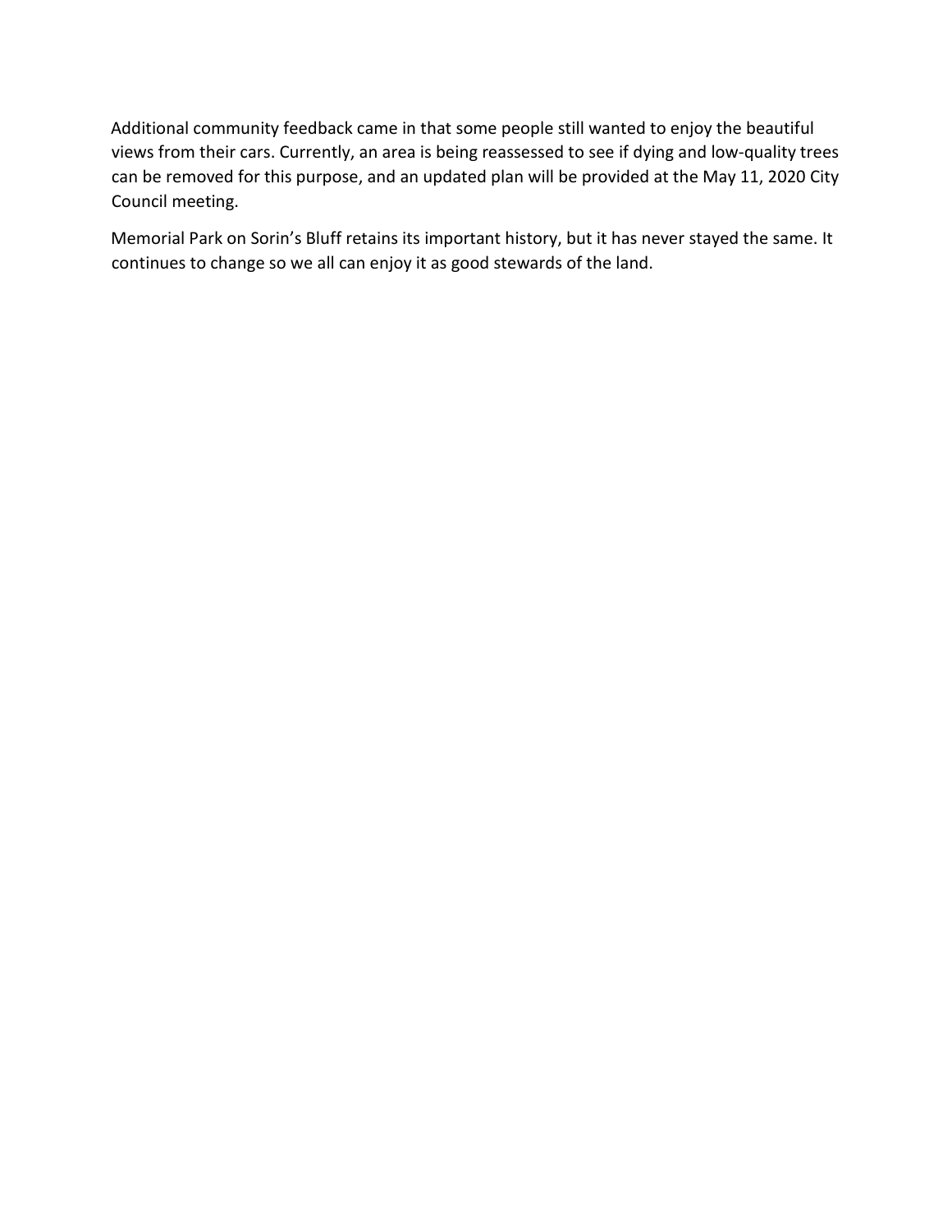Additional community feedback came in that some people still wanted to enjoy the beautiful views from their cars. Currently, an area is being reassessed to see if dying and low-quality trees can be removed for this purpose, and an updated plan will be provided at the May 11, 2020 City Council meeting.

Memorial Park on Sorin's Bluff retains its important history, but it has never stayed the same. It continues to change so we all can enjoy it as good stewards of the land.